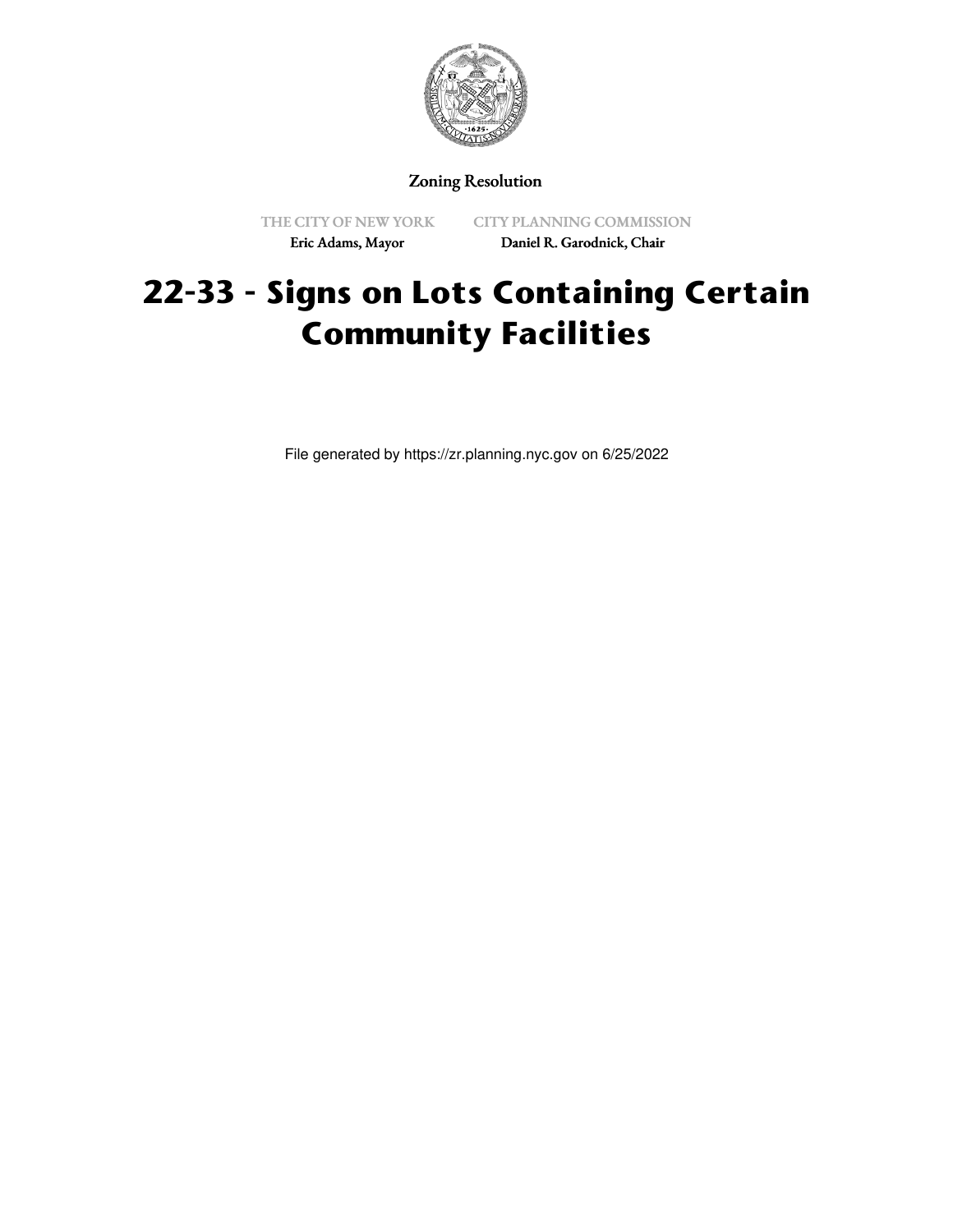Zoning Resolution

THE CITY OF NEW YORK
Eric Adams, Mayor

CITY PLANNING COMMISSION
Daniel R. Garodnick, Chair

# 22-33 - Signs on Lots Containing Certain Community Facilities

File generated by https://zr.planning.nyc.gov on 6/25/2022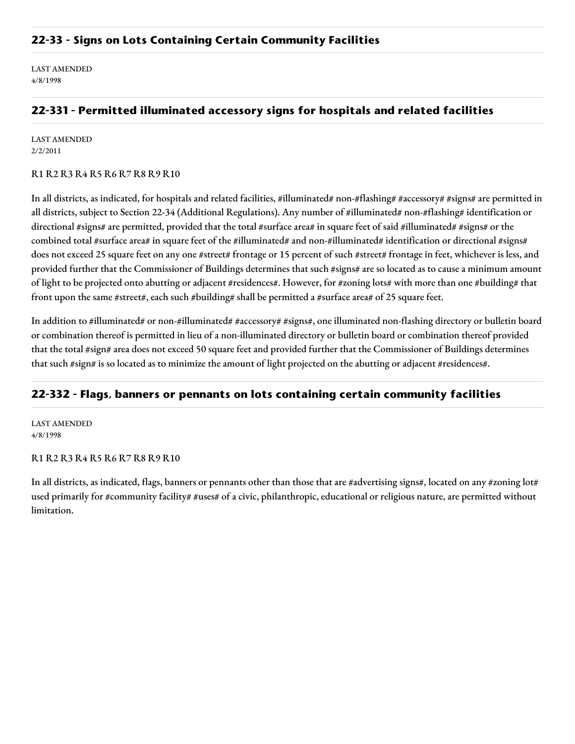## 22-33 - Signs on Lots Containing Certain Community Facilities

LAST AMENDED
4/8/1998

## 22-331 - Permitted illuminated accessory signs for hospitals and related facilities

LAST AMENDED
2/2/2011

R1 R2 R3 R4 R5 R6 R7 R8 R9 R10

In all districts, as indicated, for hospitals and related facilities, #illuminated# non-#flashing# #accessory# #signs# are permitted in all districts, subject to Section 22-34 (Additional Regulations). Any number of #illuminated# non-#flashing# identification or directional #signs# are permitted, provided that the total #surface area# in square feet of said #illuminated# #signs# or the combined total #surface area# in square feet of the #illuminated# and non-#illuminated# identification or directional #signs# does not exceed 25 square feet on any one #street# frontage or 15 percent of such #street# frontage in feet, whichever is less, and provided further that the Commissioner of Buildings determines that such #signs# are so located as to cause a minimum amount of light to be projected onto abutting or adjacent #residences#. However, for #zoning lots# with more than one #building# that front upon the same #street#, each such #building# shall be permitted a #surface area# of 25 square feet.

In addition to #illuminated# or non-#illuminated# #accessory# #signs#, one illuminated non-flashing directory or bulletin board or combination thereof is permitted in lieu of a non-illuminated directory or bulletin board or combination thereof provided that the total #sign# area does not exceed 50 square feet and provided further that the Commissioner of Buildings determines that such #sign# is so located as to minimize the amount of light projected on the abutting or adjacent #residences#.

## 22-332 - Flags, banners or pennants on lots containing certain community facilities

LAST AMENDED
4/8/1998

R1 R2 R3 R4 R5 R6 R7 R8 R9 R10

In all districts, as indicated, flags, banners or pennants other than those that are #advertising signs#, located on any #zoning lot# used primarily for #community facility# #uses# of a civic, philanthropic, educational or religious nature, are permitted without limitation.